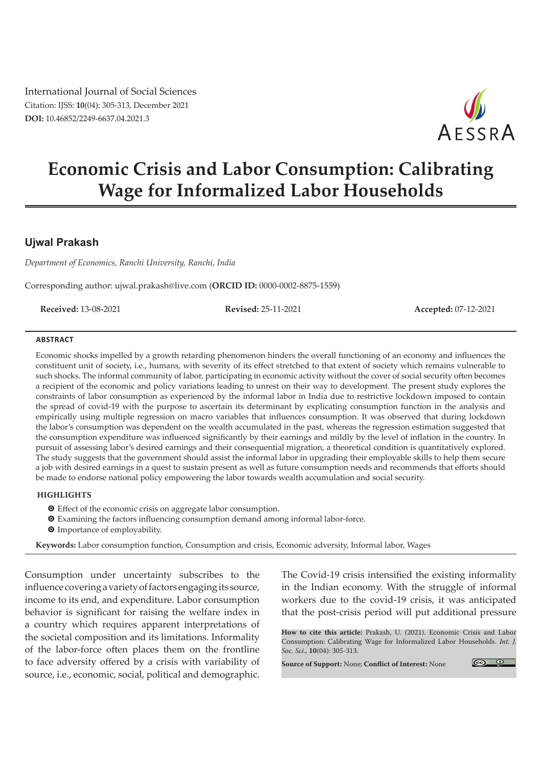International Journal of Social Sciences
Citation: IJSS: **10**(04): 305-313, December 2021
**DOI:** 10.46852/2249-6637.04.2021.3

# Economic Crisis and Labor Consumption: Calibrating Wage for Informalized Labor Households

## Ujwal Prakash

*Department of Economics, Ranchi University, Ranchi, India*

Corresponding author: ujwal.prakash@live.com (**ORCID ID:** 0000-0002-8875-1559)

**Received:** 13-08-2021 **Revised:** 25-11-2021 **Accepted:** 07-12-2021

### ABSTRACT

Economic shocks impelled by a growth retarding phenomenon hinders the overall functioning of an economy and influences the constituent unit of society, i.e., humans, with severity of its effect stretched to that extent of society which remains vulnerable to such shocks. The informal community of labor, participating in economic activity without the cover of social security often becomes a recipient of the economic and policy variations leading to unrest on their way to development. The present study explores the constraints of labor consumption as experienced by the informal labor in India due to restrictive lockdown imposed to contain the spread of covid-19 with the purpose to ascertain its determinant by explicating consumption function in the analysis and empirically using multiple regression on macro variables that influences consumption. It was observed that during lockdown the labor's consumption was dependent on the wealth accumulated in the past, whereas the regression estimation suggested that the consumption expenditure was influenced significantly by their earnings and mildly by the level of inflation in the country. In pursuit of assessing labor's desired earnings and their consequential migration, a theoretical condition is quantitatively explored. The study suggests that the government should assist the informal labor in upgrading their employable skills to help them secure a job with desired earnings in a quest to sustain present as well as future consumption needs and recommends that efforts should be made to endorse national policy empowering the labor towards wealth accumulation and social security.

### HIGHLIGHTS

- Effect of the economic crisis on aggregate labor consumption.
- Examining the factors influencing consumption demand among informal labor-force.
- Importance of employability.

**Keywords:** Labor consumption function, Consumption and crisis, Economic adversity, Informal labor, Wages

Consumption under uncertainty subscribes to the influence covering a variety of factors engaging its source, income to its end, and expenditure. Labor consumption behavior is significant for raising the welfare index in a country which requires apparent interpretations of the societal composition and its limitations. Informality of the labor-force often places them on the frontline to face adversity offered by a crisis with variability of source, i.e., economic, social, political and demographic. The Covid-19 crisis intensified the existing informality in the Indian economy. With the struggle of informal workers due to the covid-19 crisis, it was anticipated that the post-crisis period will put additional pressure

**How to cite this article:** Prakash, U. (2021). Economic Crisis and Labor Consumption: Calibrating Wage for Informalized Labor Households. *Int. J. Soc. Sci.*, **10**(04): 305-313.

**Source of Support:** None; **Conflict of Interest:** None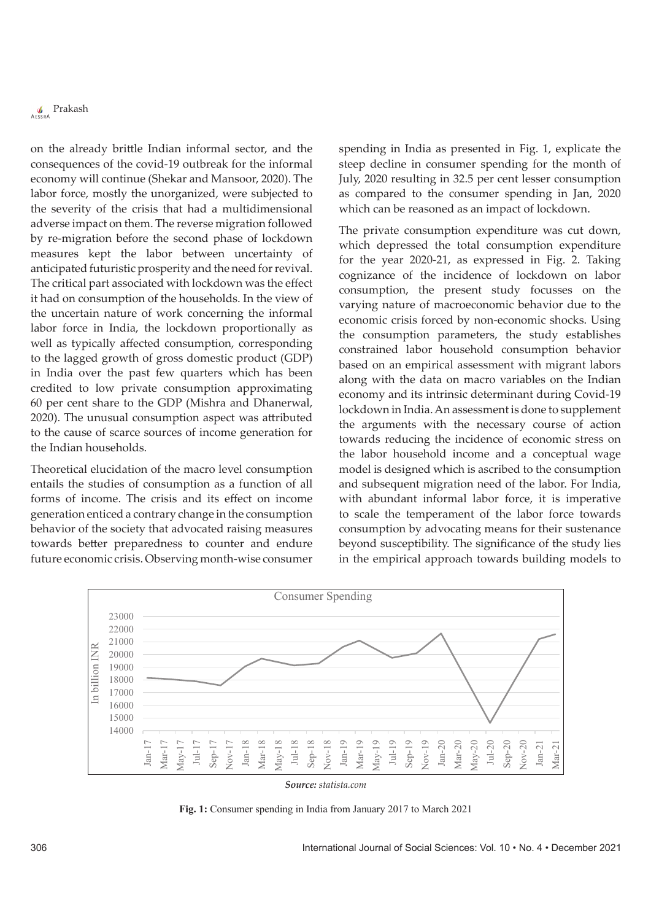on the already brittle Indian informal sector, and the consequences of the covid-19 outbreak for the informal economy will continue (Shekar and Mansoor, 2020). The labor force, mostly the unorganized, were subjected to the severity of the crisis that had a multidimensional adverse impact on them. The reverse migration followed by re-migration before the second phase of lockdown measures kept the labor between uncertainty of anticipated futuristic prosperity and the need for revival. The critical part associated with lockdown was the effect it had on consumption of the households. In the view of the uncertain nature of work concerning the informal labor force in India, the lockdown proportionally as well as typically affected consumption, corresponding to the lagged growth of gross domestic product (GDP) in India over the past few quarters which has been credited to low private consumption approximating 60 per cent share to the GDP (Mishra and Dhanerwal, 2020). The unusual consumption aspect was attributed to the cause of scarce sources of income generation for the Indian households.

Theoretical elucidation of the macro level consumption entails the studies of consumption as a function of all forms of income. The crisis and its effect on income generation enticed a contrary change in the consumption behavior of the society that advocated raising measures towards better preparedness to counter and endure future economic crisis. Observing month-wise consumer spending in India as presented in Fig. 1, explicate the steep decline in consumer spending for the month of July, 2020 resulting in 32.5 per cent lesser consumption as compared to the consumer spending in Jan, 2020 which can be reasoned as an impact of lockdown.

The private consumption expenditure was cut down, which depressed the total consumption expenditure for the year 2020-21, as expressed in Fig. 2. Taking cognizance of the incidence of lockdown on labor consumption, the present study focusses on the varying nature of macroeconomic behavior due to the economic crisis forced by non-economic shocks. Using the consumption parameters, the study establishes constrained labor household consumption behavior based on an empirical assessment with migrant labors along with the data on macro variables on the Indian economy and its intrinsic determinant during Covid-19 lockdown in India. An assessment is done to supplement the arguments with the necessary course of action towards reducing the incidence of economic stress on the labor household income and a conceptual wage model is designed which is ascribed to the consumption and subsequent migration need of the labor. For India, with abundant informal labor force, it is imperative to scale the temperament of the labor force towards consumption by advocating means for their sustenance beyond susceptibility. The significance of the study lies in the empirical approach towards building models to

Consumer Spending

In billion INR

23000
22000
21000
20000
19000
18000
17000
16000
15000
14000

Jan-17, Mar-17, May-17, Jul-17, Sep-17, Nov-17, Jan-18, Mar-18, May-18, Jul-18, Sep-18, Nov-18, Jan-19, Mar-19, May-19, Jul-19, Sep-19, Nov-19, Jan-20, Mar-20, May-20, Jul-20, Sep-20, Nov-20, Jan-21, Mar-21

***Source:*** *statista.com*

**Fig. 1:** Consumer spending in India from January 2017 to March 2021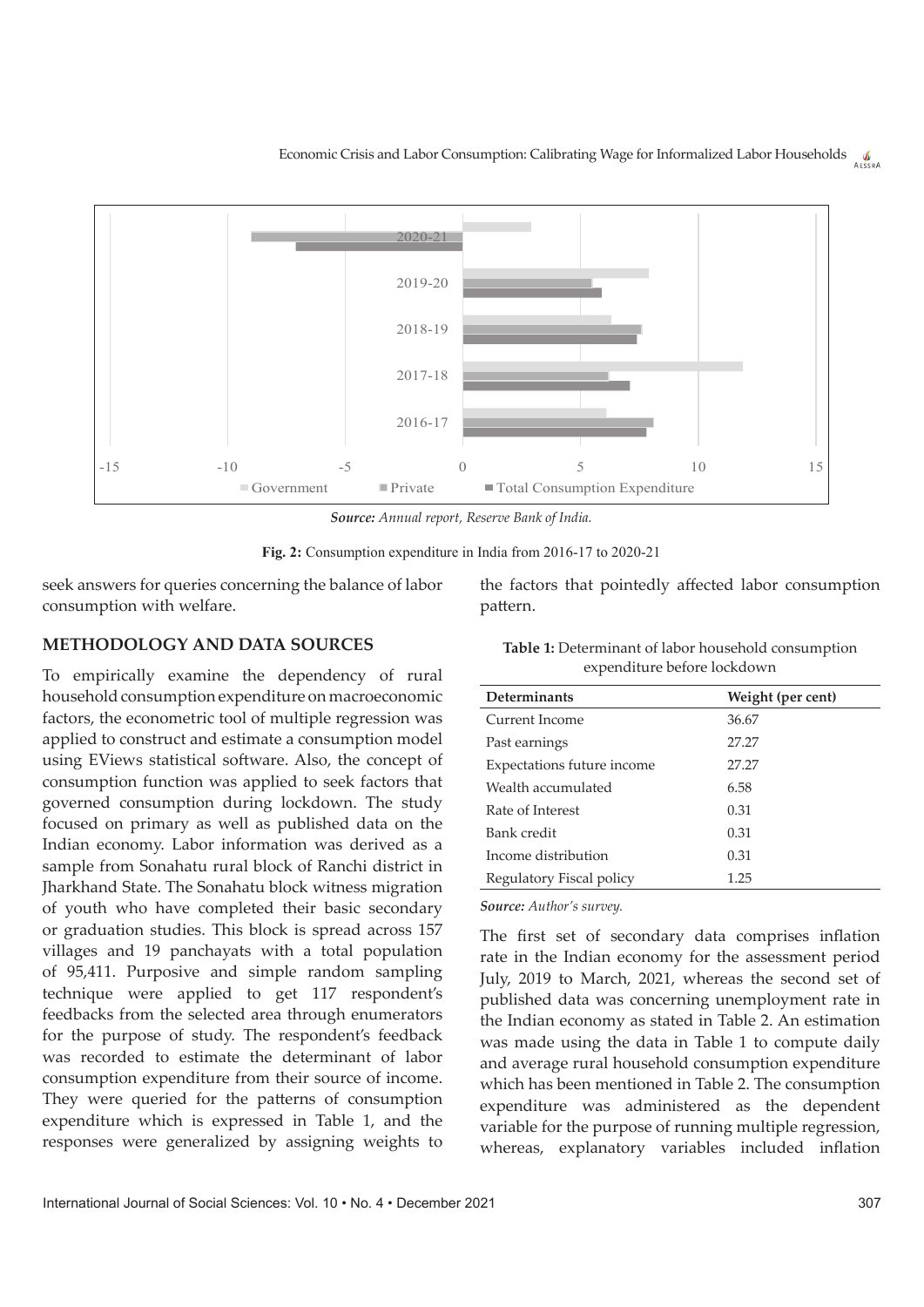2020-21

2019-20

2018-19

2017-18

2016-17

-15 -10 -5 0 5 10 15

Government Private Total Consumption Expenditure

***Source:*** *Annual report, Reserve Bank of India.*

**Fig. 2:** Consumption expenditure in India from 2016-17 to 2020-21

seek answers for queries concerning the balance of labor consumption with welfare.

## METHODOLOGY AND DATA SOURCES

To empirically examine the dependency of rural household consumption expenditure on macroeconomic factors, the econometric tool of multiple regression was applied to construct and estimate a consumption model using EViews statistical software. Also, the concept of consumption function was applied to seek factors that governed consumption during lockdown. The study focused on primary as well as published data on the Indian economy. Labor information was derived as a sample from Sonahatu rural block of Ranchi district in Jharkhand State. The Sonahatu block witness migration of youth who have completed their basic secondary or graduation studies. This block is spread across 157 villages and 19 panchayats with a total population of 95,411. Purposive and simple random sampling technique were applied to get 117 respondent's feedbacks from the selected area through enumerators for the purpose of study. The respondent's feedback was recorded to estimate the determinant of labor consumption expenditure from their source of income. They were queried for the patterns of consumption expenditure which is expressed in Table 1, and the responses were generalized by assigning weights to the factors that pointedly affected labor consumption pattern.

**Table 1:** Determinant of labor household consumption expenditure before lockdown

| Determinants | Weight (per cent) |
|---|---|
| Current Income | 36.67 |
| Past earnings | 27.27 |
| Expectations future income | 27.27 |
| Wealth accumulated | 6.58 |
| Rate of Interest | 0.31 |
| Bank credit | 0.31 |
| Income distribution | 0.31 |
| Regulatory Fiscal policy | 1.25 |

***Source:*** *Author's survey.*

The first set of secondary data comprises inflation rate in the Indian economy for the assessment period July, 2019 to March, 2021, whereas the second set of published data was concerning unemployment rate in the Indian economy as stated in Table 2. An estimation was made using the data in Table 1 to compute daily and average rural household consumption expenditure which has been mentioned in Table 2. The consumption expenditure was administered as the dependent variable for the purpose of running multiple regression, whereas, explanatory variables included inflation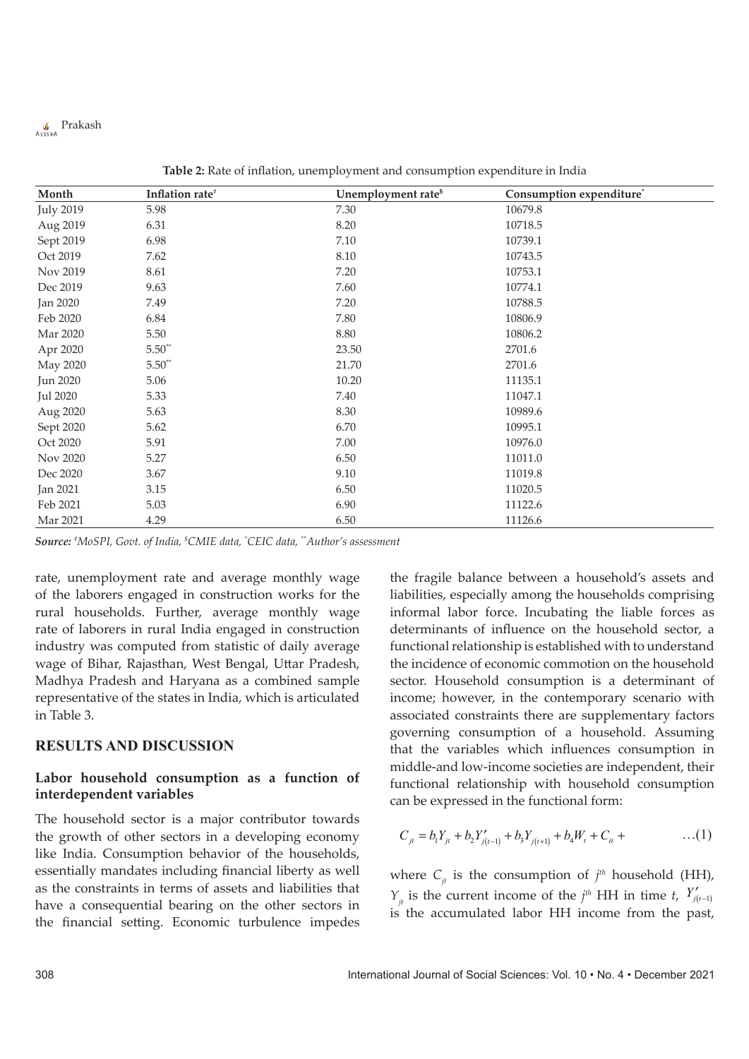**Table 2:** Rate of inflation, unemployment and consumption expenditure in India

| Month | Inflation rate[#] | Unemployment rate[$] | Consumption expenditure[*] |
|---|---|---|---|
| July 2019 | 5.98 | 7.30 | 10679.8 |
| Aug 2019 | 6.31 | 8.20 | 10718.5 |
| Sept 2019 | 6.98 | 7.10 | 10739.1 |
| Oct 2019 | 7.62 | 8.10 | 10743.5 |
| Nov 2019 | 8.61 | 7.20 | 10753.1 |
| Dec 2019 | 9.63 | 7.60 | 10774.1 |
| Jan 2020 | 7.49 | 7.20 | 10788.5 |
| Feb 2020 | 6.84 | 7.80 | 10806.9 |
| Mar 2020 | 5.50 | 8.80 | 10806.2 |
| Apr 2020 | 5.50[**] | 23.50 | 2701.6 |
| May 2020 | 5.50[**] | 21.70 | 2701.6 |
| Jun 2020 | 5.06 | 10.20 | 11135.1 |
| Jul 2020 | 5.33 | 7.40 | 11047.1 |
| Aug 2020 | 5.63 | 8.30 | 10989.6 |
| Sept 2020 | 5.62 | 6.70 | 10995.1 |
| Oct 2020 | 5.91 | 7.00 | 10976.0 |
| Nov 2020 | 5.27 | 6.50 | 11011.0 |
| Dec 2020 | 3.67 | 9.10 | 11019.8 |
| Jan 2021 | 3.15 | 6.50 | 11020.5 |
| Feb 2021 | 5.03 | 6.90 | 11122.6 |
| Mar 2021 | 4.29 | 6.50 | 11126.6 |

***Source:*** *[#]MoSPI, Govt. of India, [$]CMIE data, [*]CEIC data, [**]Author's assessment*

rate, unemployment rate and average monthly wage of the laborers engaged in construction works for the rural households. Further, average monthly wage rate of laborers in rural India engaged in construction industry was computed from statistic of daily average wage of Bihar, Rajasthan, West Bengal, Uttar Pradesh, Madhya Pradesh and Haryana as a combined sample representative of the states in India, which is articulated in Table 3.

## RESULTS AND DISCUSSION

### Labor household consumption as a function of interdependent variables

The household sector is a major contributor towards the growth of other sectors in a developing economy like India. Consumption behavior of the households, essentially mandates including financial liberty as well as the constraints in terms of assets and liabilities that have a consequential bearing on the other sectors in the financial setting. Economic turbulence impedes the fragile balance between a household's assets and liabilities, especially among the households comprising informal labor force. Incubating the liable forces as determinants of influence on the household sector, a functional relationship is established with to understand the incidence of economic commotion on the household sector. Household consumption is a determinant of income; however, in the contemporary scenario with associated constraints there are supplementary factors governing consumption of a household. Assuming that the variables which influences consumption in middle-and low-income societies are independent, their functional relationship with household consumption can be expressed in the functional form:

$$C_{jt} = b_1Y_{jt} + b_2Y'_{j(t-1)} + b_3Y_{j(t+1)} + b_4W_t + C_{it} + \qquad \ldots(1)$$

where $C_{jt}$ is the consumption of $j^{th}$ household (HH), $Y_{jt}$ is the current income of the $j^{th}$ HH in time $t$, $Y'_{j(t-1)}$ is the accumulated labor HH income from the past,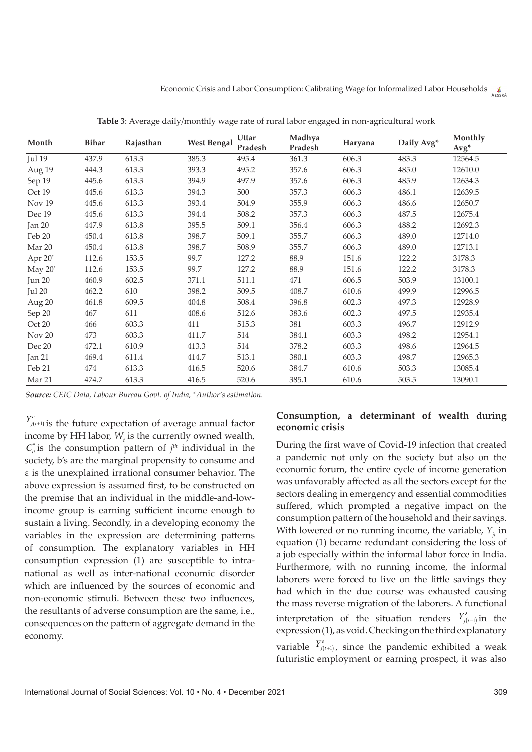**Table 3**: Average daily/monthly wage rate of rural labor engaged in non-agricultural work

| Month | Bihar | Rajasthan | West Bengal | Uttar Pradesh | Madhya Pradesh | Haryana | Daily Avg* | Monthly Avg* |
|---|---|---|---|---|---|---|---|---|
| Jul 19 | 437.9 | 613.3 | 385.3 | 495.4 | 361.3 | 606.3 | 483.3 | 12564.5 |
| Aug 19 | 444.3 | 613.3 | 393.3 | 495.2 | 357.6 | 606.3 | 485.0 | 12610.0 |
| Sep 19 | 445.6 | 613.3 | 394.9 | 497.9 | 357.6 | 606.3 | 485.9 | 12634.3 |
| Oct 19 | 445.6 | 613.3 | 394.3 | 500 | 357.3 | 606.3 | 486.1 | 12639.5 |
| Nov 19 | 445.6 | 613.3 | 393.4 | 504.9 | 355.9 | 606.3 | 486.6 | 12650.7 |
| Dec 19 | 445.6 | 613.3 | 394.4 | 508.2 | 357.3 | 606.3 | 487.5 | 12675.4 |
| Jan 20 | 447.9 | 613.8 | 395.5 | 509.1 | 356.4 | 606.3 | 488.2 | 12692.3 |
| Feb 20 | 450.4 | 613.8 | 398.7 | 509.1 | 355.7 | 606.3 | 489.0 | 12714.0 |
| Mar 20 | 450.4 | 613.8 | 398.7 | 508.9 | 355.7 | 606.3 | 489.0 | 12713.1 |
| Apr 20* | 112.6 | 153.5 | 99.7 | 127.2 | 88.9 | 151.6 | 122.2 | 3178.3 |
| May 20* | 112.6 | 153.5 | 99.7 | 127.2 | 88.9 | 151.6 | 122.2 | 3178.3 |
| Jun 20 | 460.9 | 602.5 | 371.1 | 511.1 | 471 | 606.5 | 503.9 | 13100.1 |
| Jul 20 | 462.2 | 610 | 398.2 | 509.5 | 408.7 | 610.6 | 499.9 | 12996.5 |
| Aug 20 | 461.8 | 609.5 | 404.8 | 508.4 | 396.8 | 602.3 | 497.3 | 12928.9 |
| Sep 20 | 467 | 611 | 408.6 | 512.6 | 383.6 | 602.3 | 497.5 | 12935.4 |
| Oct 20 | 466 | 603.3 | 411 | 515.3 | 381 | 603.3 | 496.7 | 12912.9 |
| Nov 20 | 473 | 603.3 | 411.7 | 514 | 384.1 | 603.3 | 498.2 | 12954.1 |
| Dec 20 | 472.1 | 610.9 | 413.3 | 514 | 378.2 | 603.3 | 498.6 | 12964.5 |
| Jan 21 | 469.4 | 611.4 | 414.7 | 513.1 | 380.1 | 603.3 | 498.7 | 12965.3 |
| Feb 21 | 474 | 613.3 | 416.5 | 520.6 | 384.7 | 610.6 | 503.3 | 13085.4 |
| Mar 21 | 474.7 | 613.3 | 416.5 | 520.6 | 385.1 | 610.6 | 503.5 | 13090.1 |

***Source:*** *CEIC Data, Labour Bureau Govt. of India, \*Author's estimation.*

$Y^e_{j(t+1)}$ is the future expectation of average annual factor income by HH labor, $W_t$ is the currently owned wealth, $C^*_{it}$ is the consumption pattern of $j^{th}$ individual in the society, b's are the marginal propensity to consume and ε is the unexplained irrational consumer behavior. The above expression is assumed first, to be constructed on the premise that an individual in the middle-and-low-income group is earning sufficient income enough to sustain a living. Secondly, in a developing economy the variables in the expression are determining patterns of consumption. The explanatory variables in HH consumption expression (1) are susceptible to intra-national as well as inter-national economic disorder which are influenced by the sources of economic and non-economic stimuli. Between these two influences, the resultants of adverse consumption are the same, i.e., consequences on the pattern of aggregate demand in the economy.

## Consumption, a determinant of wealth during economic crisis

During the first wave of Covid-19 infection that created a pandemic not only on the society but also on the economic forum, the entire cycle of income generation was unfavorably affected as all the sectors except for the sectors dealing in emergency and essential commodities suffered, which prompted a negative impact on the consumption pattern of the household and their savings. With lowered or no running income, the variable, $Y_{jt}$ in equation (1) became redundant considering the loss of a job especially within the informal labor force in India. Furthermore, with no running income, the informal laborers were forced to live on the little savings they had which in the due course was exhausted causing the mass reverse migration of the laborers. A functional interpretation of the situation renders $Y'_{j(t-1)}$ in the expression (1), as void. Checking on the third explanatory variable $Y^e_{j(t+1)}$, since the pandemic exhibited a weak futuristic employment or earning prospect, it was also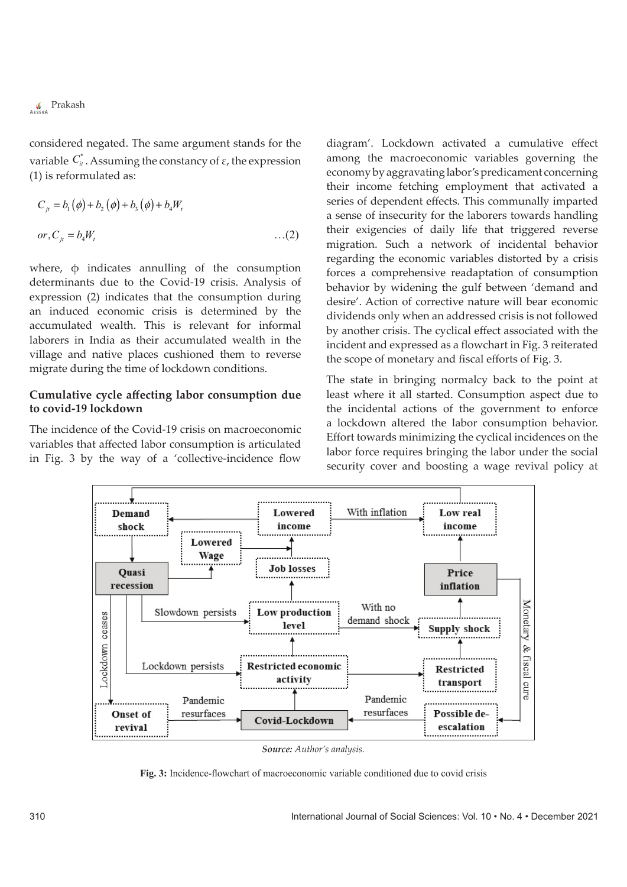considered negated. The same argument stands for the variable $C_{it}^{*}$. Assuming the constancy of ε, the expression (1) is reformulated as:

$$C_{jt} = b_1(\phi) + b_2(\phi) + b_3(\phi) + b_4 W_t$$

$$or, C_{jt} = b_4 W_t \qquad \ldots(2)$$

where, ϕ indicates annulling of the consumption determinants due to the Covid-19 crisis. Analysis of expression (2) indicates that the consumption during an induced economic crisis is determined by the accumulated wealth. This is relevant for informal laborers in India as their accumulated wealth in the village and native places cushioned them to reverse migrate during the time of lockdown conditions.

### Cumulative cycle affecting labor consumption due to covid-19 lockdown

The incidence of the Covid-19 crisis on macroeconomic variables that affected labor consumption is articulated in Fig. 3 by the way of a 'collective-incidence flow diagram'. Lockdown activated a cumulative effect among the macroeconomic variables governing the economy by aggravating labor's predicament concerning their income fetching employment that activated a series of dependent effects. This communally imparted a sense of insecurity for the laborers towards handling their exigencies of daily life that triggered reverse migration. Such a network of incidental behavior regarding the economic variables distorted by a crisis forces a comprehensive readaptation of consumption behavior by widening the gulf between 'demand and desire'. Action of corrective nature will bear economic dividends only when an addressed crisis is not followed by another crisis. The cyclical effect associated with the incident and expressed as a flowchart in Fig. 3 reiterated the scope of monetary and fiscal efforts of Fig. 3.

The state in bringing normalcy back to the point at least where it all started. Consumption aspect due to the incidental actions of the government to enforce a lockdown altered the labor consumption behavior. Effort towards minimizing the cyclical incidences on the labor force requires bringing the labor under the social security cover and boosting a wage revival policy at

Demand shock
Lowered income
With inflation
Low real income
Lowered Wage
Quasi recession
Job losses
Price inflation
Slowdown persists
Low production level
With no demand shock
Supply shock
Lockdown ceases
Lockdown persists
Restricted economic activity
Restricted transport
Monetary & fiscal cure
Onset of revival
Pandemic resurfaces
Covid-Lockdown
Pandemic resurfaces
Possible de-escalation

*Source: Author's analysis.*

**Fig. 3:** Incidence-flowchart of macroeconomic variable conditioned due to covid crisis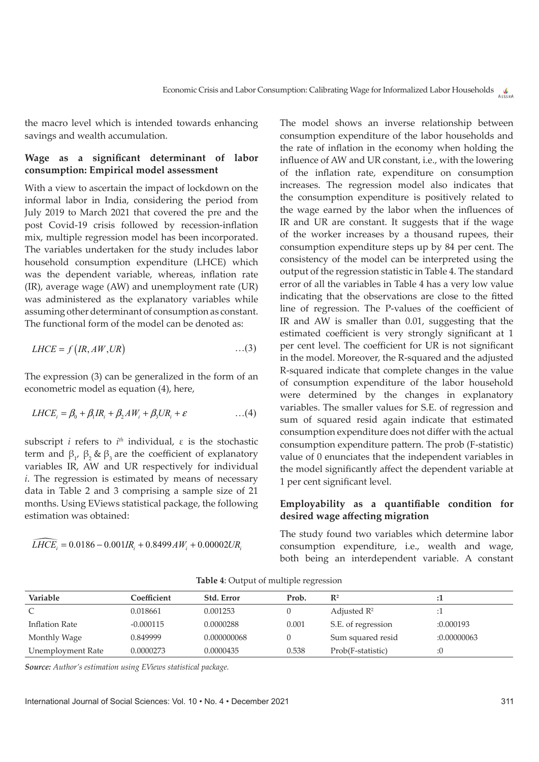the macro level which is intended towards enhancing savings and wealth accumulation.

### Wage as a significant determinant of labor consumption: Empirical model assessment

With a view to ascertain the impact of lockdown on the informal labor in India, considering the period from July 2019 to March 2021 that covered the pre and the post Covid-19 crisis followed by recession-inflation mix, multiple regression model has been incorporated. The variables undertaken for the study includes labor household consumption expenditure (LHCE) which was the dependent variable, whereas, inflation rate (IR), average wage (AW) and unemployment rate (UR) was administered as the explanatory variables while assuming other determinant of consumption as constant. The functional form of the model can be denoted as:

$$LHCE = f\left(IR, AW, UR\right) \qquad \ldots(3)$$

The expression (3) can be generalized in the form of an econometric model as equation (4), here,

$$LHCE_i = \beta_0 + \beta_1 IR_i + \beta_2 AW_i + \beta_3 UR_i + \varepsilon \qquad \ldots(4)$$

subscript $i$ refers to $i^{th}$ individual, $\varepsilon$ is the stochastic term and $\beta_1$, $\beta_2$ & $\beta_3$ are the coefficient of explanatory variables IR, AW and UR respectively for individual $i$. The regression is estimated by means of necessary data in Table 2 and 3 comprising a sample size of 21 months. Using EViews statistical package, the following estimation was obtained:

$$\widehat{LHCE_i} = 0.0186 - 0.001IR_i + 0.8499AW_i + 0.00002UR_i$$

The model shows an inverse relationship between consumption expenditure of the labor households and the rate of inflation in the economy when holding the influence of AW and UR constant, i.e., with the lowering of the inflation rate, expenditure on consumption increases. The regression model also indicates that the consumption expenditure is positively related to the wage earned by the labor when the influences of IR and UR are constant. It suggests that if the wage of the worker increases by a thousand rupees, their consumption expenditure steps up by 84 per cent. The consistency of the model can be interpreted using the output of the regression statistic in Table 4. The standard error of all the variables in Table 4 has a very low value indicating that the observations are close to the fitted line of regression. The P-values of the coefficient of IR and AW is smaller than 0.01, suggesting that the estimated coefficient is very strongly significant at 1 per cent level. The coefficient for UR is not significant in the model. Moreover, the R-squared and the adjusted R-squared indicate that complete changes in the value of consumption expenditure of the labor household were determined by the changes in explanatory variables. The smaller values for S.E. of regression and sum of squared resid again indicate that estimated consumption expenditure does not differ with the actual consumption expenditure pattern. The prob (F-statistic) value of 0 enunciates that the independent variables in the model significantly affect the dependent variable at 1 per cent significant level.

### Employability as a quantifiable condition for desired wage affecting migration

The study found two variables which determine labor consumption expenditure, i.e., wealth and wage, both being an interdependent variable. A constant

**Table 4**: Output of multiple regression

| Variable | Coefficient | Std. Error | Prob. | $R^2$ | :1 |
|---|---|---|---|---|---|
| C | 0.018661 | 0.001253 | 0 | Adjusted $R^2$ | :1 |
| Inflation Rate | -0.000115 | 0.0000288 | 0.001 | S.E. of regression | :0.000193 |
| Monthly Wage | 0.849999 | 0.000000068 | 0 | Sum squared resid | :0.00000063 |
| Unemployment Rate | 0.0000273 | 0.0000435 | 0.538 | Prob(F-statistic) | :0 |

***Source:** Author's estimation using EViews statistical package.*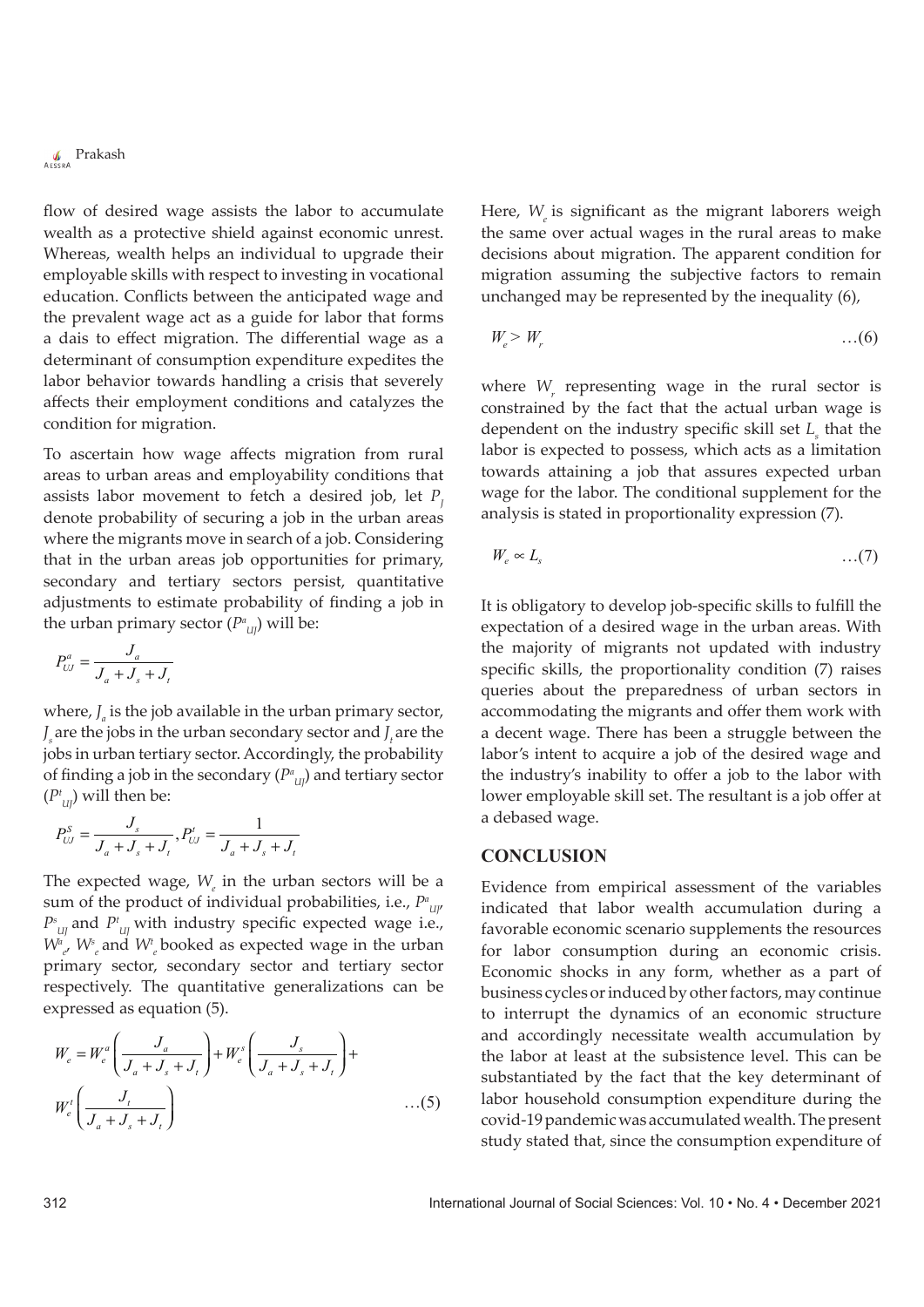flow of desired wage assists the labor to accumulate wealth as a protective shield against economic unrest. Whereas, wealth helps an individual to upgrade their employable skills with respect to investing in vocational education. Conflicts between the anticipated wage and the prevalent wage act as a guide for labor that forms a dais to effect migration. The differential wage as a determinant of consumption expenditure expedites the labor behavior towards handling a crisis that severely affects their employment conditions and catalyzes the condition for migration.

To ascertain how wage affects migration from rural areas to urban areas and employability conditions that assists labor movement to fetch a desired job, let $P_J$ denote probability of securing a job in the urban areas where the migrants move in search of a job. Considering that in the urban areas job opportunities for primary, secondary and tertiary sectors persist, quantitative adjustments to estimate probability of finding a job in the urban primary sector ($P^a_{UJ}$) will be:

$$P^a_{UJ} = \frac{J_a}{J_a + J_s + J_t}$$

where, $J_a$ is the job available in the urban primary sector, $J_s$ are the jobs in the urban secondary sector and $J_t$ are the jobs in urban tertiary sector. Accordingly, the probability of finding a job in the secondary ($P^a_{UJ}$) and tertiary sector ($P^t_{UJ}$) will then be:

$$P^S_{UJ} = \frac{J_s}{J_a + J_s + J_t}, P^t_{UJ} = \frac{1}{J_a + J_s + J_t}$$

The expected wage, $W_e$ in the urban sectors will be a sum of the product of individual probabilities, i.e., $P^a_{UJ}$, $P^s_{UJ}$ and $P^t_{UJ}$ with industry specific expected wage i.e., $W^a_e$, $W^s_e$ and $W^t_e$ booked as expected wage in the urban primary sector, secondary sector and tertiary sector respectively. The quantitative generalizations can be expressed as equation (5).

$$W_e = W^a_e\left(\frac{J_a}{J_a + J_s + J_t}\right) + W^s_e\left(\frac{J_s}{J_a + J_s + J_t}\right) + W^t_e\left(\frac{J_t}{J_a + J_s + J_t}\right) \quad \ldots(5)$$

Here, $W_e$ is significant as the migrant laborers weigh the same over actual wages in the rural areas to make decisions about migration. The apparent condition for migration assuming the subjective factors to remain unchanged may be represented by the inequality (6),

$$W_e > W_r \quad \ldots(6)$$

where $W_r$ representing wage in the rural sector is constrained by the fact that the actual urban wage is dependent on the industry specific skill set $L_s$ that the labor is expected to possess, which acts as a limitation towards attaining a job that assures expected urban wage for the labor. The conditional supplement for the analysis is stated in proportionality expression (7).

$$W_e \propto L_s \quad \ldots(7)$$

It is obligatory to develop job-specific skills to fulfill the expectation of a desired wage in the urban areas. With the majority of migrants not updated with industry specific skills, the proportionality condition (7) raises queries about the preparedness of urban sectors in accommodating the migrants and offer them work with a decent wage. There has been a struggle between the labor's intent to acquire a job of the desired wage and the industry's inability to offer a job to the labor with lower employable skill set. The resultant is a job offer at a debased wage.

## CONCLUSION

Evidence from empirical assessment of the variables indicated that labor wealth accumulation during a favorable economic scenario supplements the resources for labor consumption during an economic crisis. Economic shocks in any form, whether as a part of business cycles or induced by other factors, may continue to interrupt the dynamics of an economic structure and accordingly necessitate wealth accumulation by the labor at least at the subsistence level. This can be substantiated by the fact that the key determinant of labor household consumption expenditure during the covid-19 pandemic was accumulated wealth. The present study stated that, since the consumption expenditure of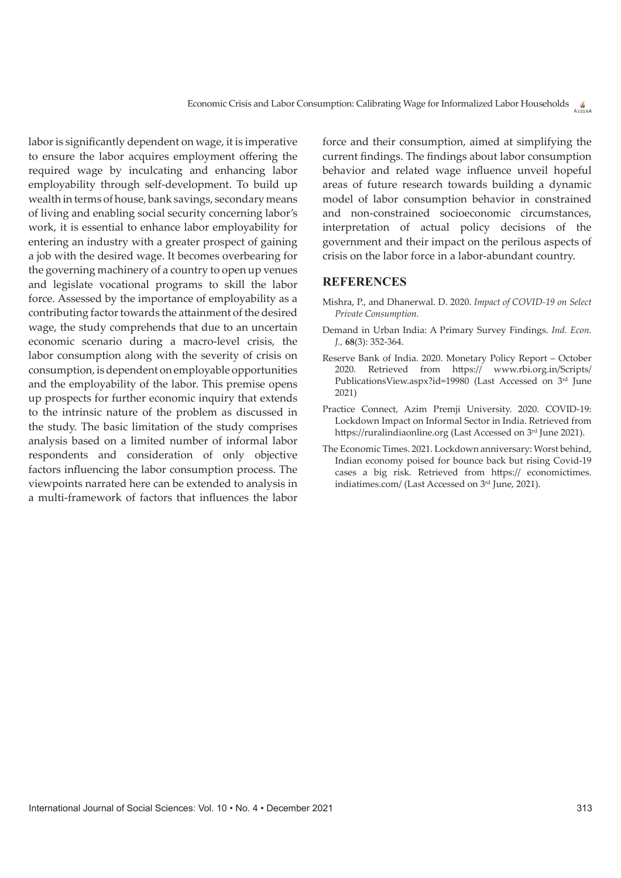labor is significantly dependent on wage, it is imperative to ensure the labor acquires employment offering the required wage by inculcating and enhancing labor employability through self-development. To build up wealth in terms of house, bank savings, secondary means of living and enabling social security concerning labor's work, it is essential to enhance labor employability for entering an industry with a greater prospect of gaining a job with the desired wage. It becomes overbearing for the governing machinery of a country to open up venues and legislate vocational programs to skill the labor force. Assessed by the importance of employability as a contributing factor towards the attainment of the desired wage, the study comprehends that due to an uncertain economic scenario during a macro-level crisis, the labor consumption along with the severity of crisis on consumption, is dependent on employable opportunities and the employability of the labor. This premise opens up prospects for further economic inquiry that extends to the intrinsic nature of the problem as discussed in the study. The basic limitation of the study comprises analysis based on a limited number of informal labor respondents and consideration of only objective factors influencing the labor consumption process. The viewpoints narrated here can be extended to analysis in a multi-framework of factors that influences the labor force and their consumption, aimed at simplifying the current findings. The findings about labor consumption behavior and related wage influence unveil hopeful areas of future research towards building a dynamic model of labor consumption behavior in constrained and non-constrained socioeconomic circumstances, interpretation of actual policy decisions of the government and their impact on the perilous aspects of crisis on the labor force in a labor-abundant country.

## REFERENCES

Mishra, P., and Dhanerwal. D. 2020. *Impact of COVID-19 on Select Private Consumption.*

Demand in Urban India: A Primary Survey Findings. *Ind. Econ. J.*, **68**(3): 352-364.

Reserve Bank of India. 2020. Monetary Policy Report – October 2020. Retrieved from https:// www.rbi.org.in/Scripts/PublicationsView.aspx?id=19980 (Last Accessed on 3rd June 2021)

Practice Connect, Azim Premji University. 2020. COVID-19: Lockdown Impact on Informal Sector in India. Retrieved from https://ruralindiaonline.org (Last Accessed on 3rd June 2021).

The Economic Times. 2021. Lockdown anniversary: Worst behind, Indian economy poised for bounce back but rising Covid-19 cases a big risk. Retrieved from https:// economictimes.indiatimes.com/ (Last Accessed on 3rd June, 2021).